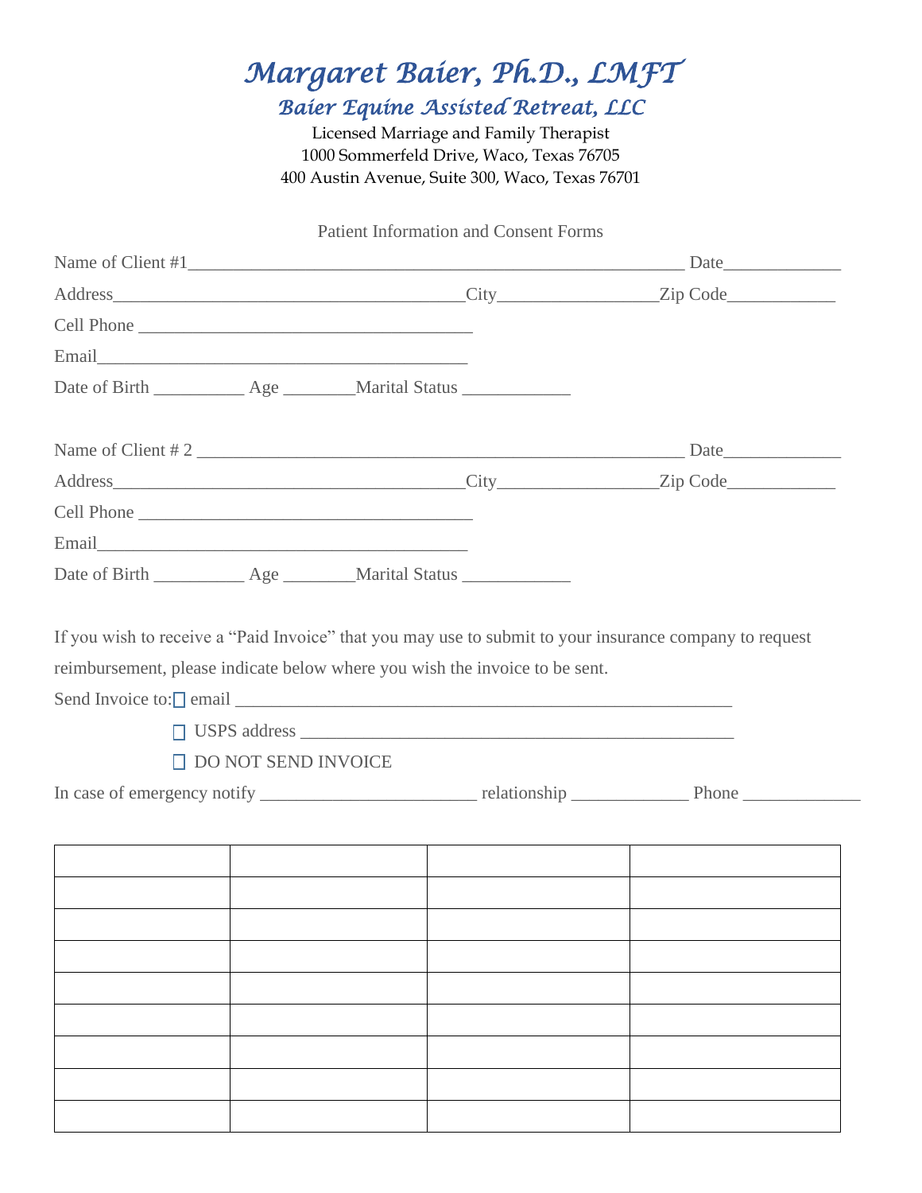# *Margaret Baier, Ph.D., LMFT*

## *Baier Equine Assisted Retreat, LLC*

Licensed Marriage and Family Therapist
1000 Sommerfeld Drive, Waco, Texas 76705
400 Austin Avenue, Suite 300, Waco, Texas 76701

Patient Information and Consent Forms

Name of Client #1_____________________________________________________ Date____________

Address________________________________________City_________________Zip Code____________

Cell Phone ______________________________________

Email__________________________________________

Date of Birth __________ Age ________Marital Status ____________

Name of Client # 2 ____________________________________________________ Date____________

Address________________________________________City_________________Zip Code____________

Cell Phone ______________________________________

Email__________________________________________

Date of Birth __________ Age ________Marital Status ____________

If you wish to receive a "Paid Invoice" that you may use to submit to your insurance company to request reimbursement, please indicate below where you wish the invoice to be sent.

Send Invoice to: ☐ email _______________________________________________________

☐ USPS address _________________________________________________

☐ DO NOT SEND INVOICE

In case of emergency notify ________________________ relationship _____________ Phone _____________

| | | | |
|---|---|---|---|
| | | | |
| | | | |
| | | | |
| | | | |
| | | | |
| | | | |
| | | | |
| | | | |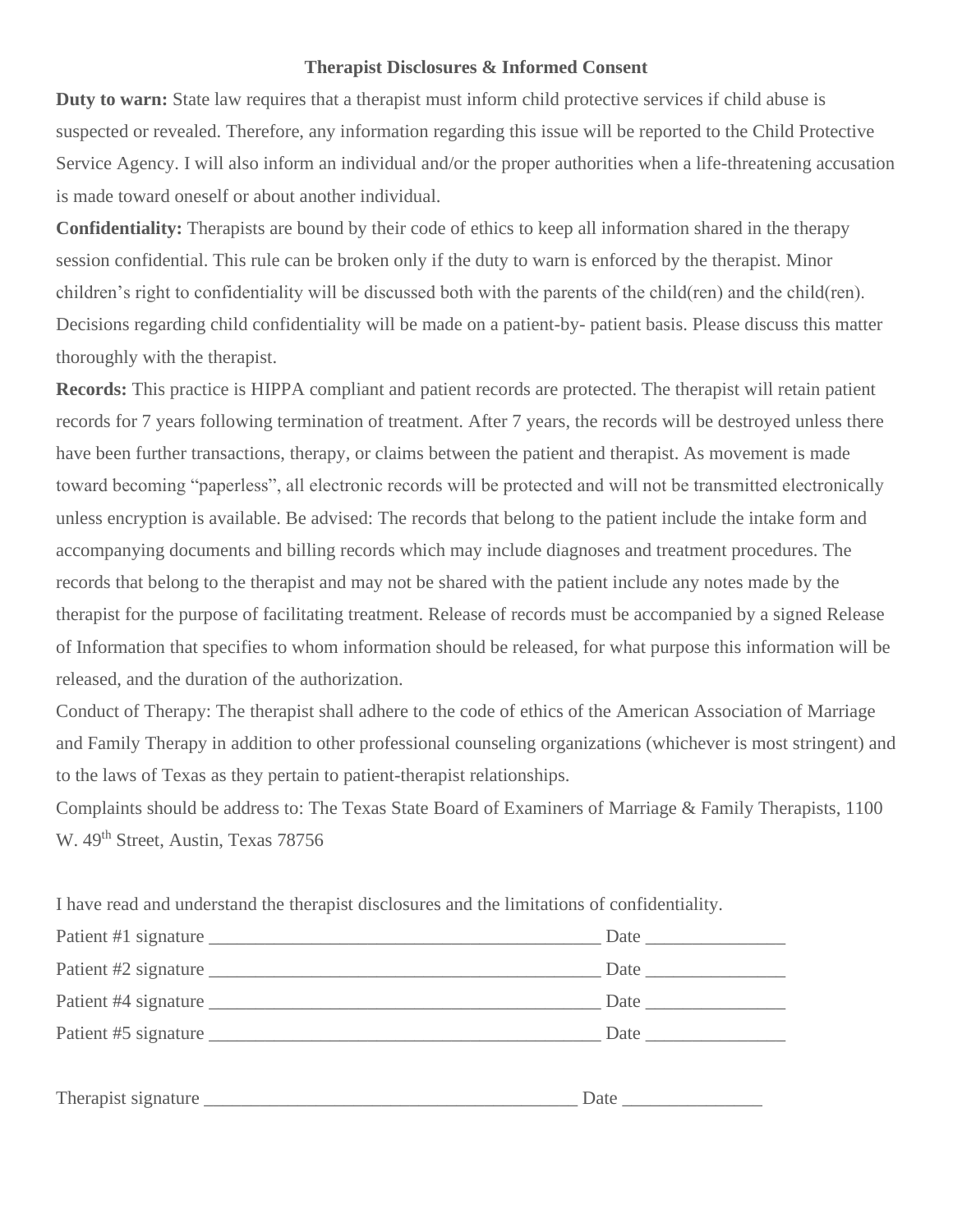### Therapist Disclosures & Informed Consent

**Duty to warn:** State law requires that a therapist must inform child protective services if child abuse is suspected or revealed. Therefore, any information regarding this issue will be reported to the Child Protective Service Agency. I will also inform an individual and/or the proper authorities when a life-threatening accusation is made toward oneself or about another individual.

**Confidentiality:** Therapists are bound by their code of ethics to keep all information shared in the therapy session confidential. This rule can be broken only if the duty to warn is enforced by the therapist. Minor children's right to confidentiality will be discussed both with the parents of the child(ren) and the child(ren). Decisions regarding child confidentiality will be made on a patient-by- patient basis. Please discuss this matter thoroughly with the therapist.

**Records:** This practice is HIPPA compliant and patient records are protected. The therapist will retain patient records for 7 years following termination of treatment. After 7 years, the records will be destroyed unless there have been further transactions, therapy, or claims between the patient and therapist. As movement is made toward becoming "paperless", all electronic records will be protected and will not be transmitted electronically unless encryption is available. Be advised: The records that belong to the patient include the intake form and accompanying documents and billing records which may include diagnoses and treatment procedures. The records that belong to the therapist and may not be shared with the patient include any notes made by the therapist for the purpose of facilitating treatment. Release of records must be accompanied by a signed Release of Information that specifies to whom information should be released, for what purpose this information will be released, and the duration of the authorization.

Conduct of Therapy: The therapist shall adhere to the code of ethics of the American Association of Marriage and Family Therapy in addition to other professional counseling organizations (whichever is most stringent) and to the laws of Texas as they pertain to patient-therapist relationships.

Complaints should be address to: The Texas State Board of Examiners of Marriage & Family Therapists, 1100 W. 49th Street, Austin, Texas 78756

I have read and understand the therapist disclosures and the limitations of confidentiality.

Patient #1 signature ___________________________________________ Date _______________

Patient #2 signature ___________________________________________ Date _______________

Patient #4 signature ___________________________________________ Date _______________

Patient #5 signature ___________________________________________ Date _______________

Therapist signature _________________________________________ Date _______________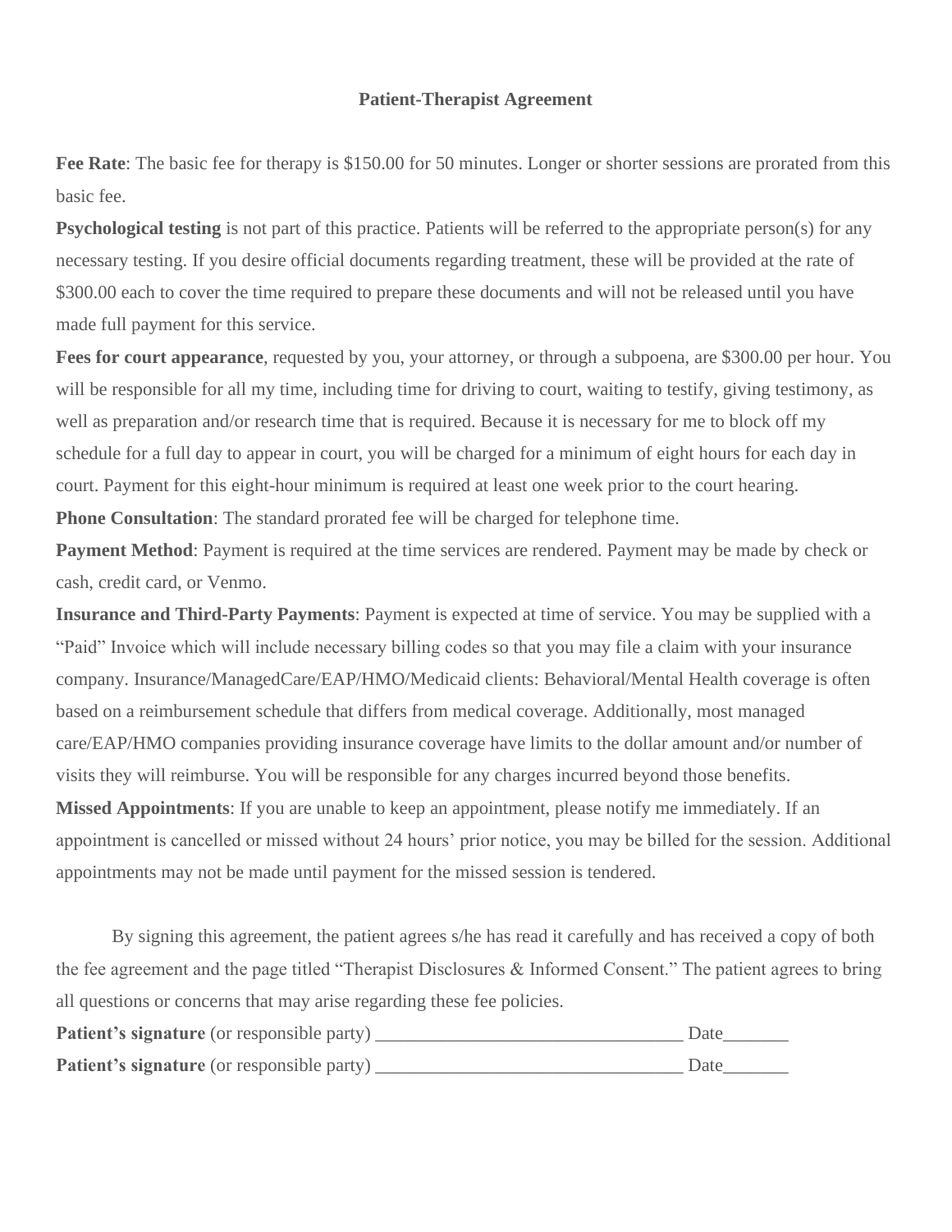## Patient-Therapist Agreement

**Fee Rate**: The basic fee for therapy is $150.00 for 50 minutes. Longer or shorter sessions are prorated from this basic fee.

**Psychological testing** is not part of this practice. Patients will be referred to the appropriate person(s) for any necessary testing. If you desire official documents regarding treatment, these will be provided at the rate of $300.00 each to cover the time required to prepare these documents and will not be released until you have made full payment for this service.

**Fees for court appearance**, requested by you, your attorney, or through a subpoena, are $300.00 per hour. You will be responsible for all my time, including time for driving to court, waiting to testify, giving testimony, as well as preparation and/or research time that is required. Because it is necessary for me to block off my schedule for a full day to appear in court, you will be charged for a minimum of eight hours for each day in court. Payment for this eight-hour minimum is required at least one week prior to the court hearing.

**Phone Consultation**: The standard prorated fee will be charged for telephone time.

**Payment Method**: Payment is required at the time services are rendered. Payment may be made by check or cash, credit card, or Venmo.

**Insurance and Third-Party Payments**: Payment is expected at time of service. You may be supplied with a "Paid" Invoice which will include necessary billing codes so that you may file a claim with your insurance company. Insurance/ManagedCare/EAP/HMO/Medicaid clients: Behavioral/Mental Health coverage is often based on a reimbursement schedule that differs from medical coverage. Additionally, most managed care/EAP/HMO companies providing insurance coverage have limits to the dollar amount and/or number of visits they will reimburse. You will be responsible for any charges incurred beyond those benefits.

**Missed Appointments**: If you are unable to keep an appointment, please notify me immediately. If an appointment is cancelled or missed without 24 hours' prior notice, you may be billed for the session. Additional appointments may not be made until payment for the missed session is tendered.

By signing this agreement, the patient agrees s/he has read it carefully and has received a copy of both the fee agreement and the page titled "Therapist Disclosures & Informed Consent." The patient agrees to bring all questions or concerns that may arise regarding these fee policies.

**Patient's signature** (or responsible party) _________________________________ Date_______

**Patient's signature** (or responsible party) _________________________________ Date_______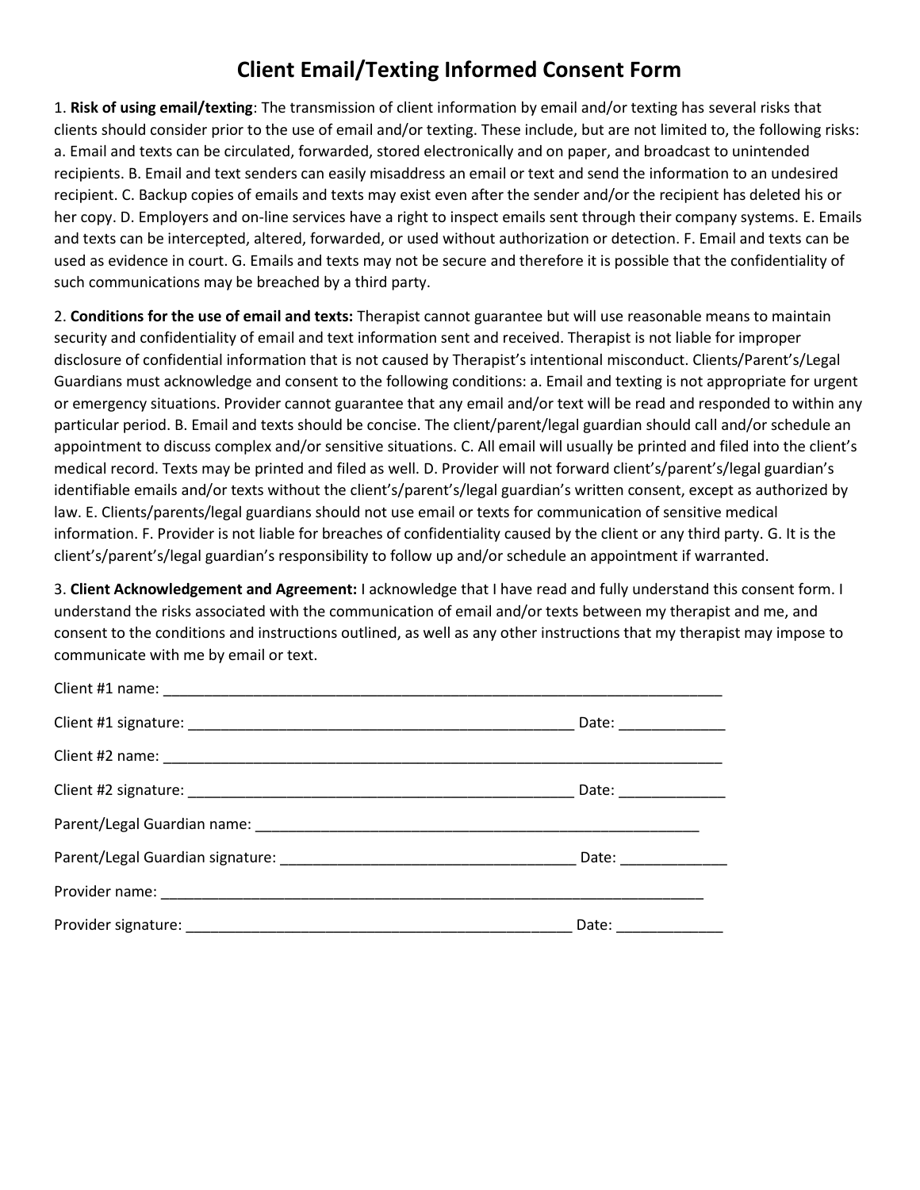# Client Email/Texting Informed Consent Form

1. **Risk of using email/texting**: The transmission of client information by email and/or texting has several risks that clients should consider prior to the use of email and/or texting. These include, but are not limited to, the following risks: a. Email and texts can be circulated, forwarded, stored electronically and on paper, and broadcast to unintended recipients. B. Email and text senders can easily misaddress an email or text and send the information to an undesired recipient. C. Backup copies of emails and texts may exist even after the sender and/or the recipient has deleted his or her copy. D. Employers and on-line services have a right to inspect emails sent through their company systems. E. Emails and texts can be intercepted, altered, forwarded, or used without authorization or detection. F. Email and texts can be used as evidence in court. G. Emails and texts may not be secure and therefore it is possible that the confidentiality of such communications may be breached by a third party.

2. **Conditions for the use of email and texts:** Therapist cannot guarantee but will use reasonable means to maintain security and confidentiality of email and text information sent and received. Therapist is not liable for improper disclosure of confidential information that is not caused by Therapist's intentional misconduct. Clients/Parent's/Legal Guardians must acknowledge and consent to the following conditions: a. Email and texting is not appropriate for urgent or emergency situations. Provider cannot guarantee that any email and/or text will be read and responded to within any particular period. B. Email and texts should be concise. The client/parent/legal guardian should call and/or schedule an appointment to discuss complex and/or sensitive situations. C. All email will usually be printed and filed into the client's medical record. Texts may be printed and filed as well. D. Provider will not forward client's/parent's/legal guardian's identifiable emails and/or texts without the client's/parent's/legal guardian's written consent, except as authorized by law. E. Clients/parents/legal guardians should not use email or texts for communication of sensitive medical information. F. Provider is not liable for breaches of confidentiality caused by the client or any third party. G. It is the client's/parent's/legal guardian's responsibility to follow up and/or schedule an appointment if warranted.

3. **Client Acknowledgement and Agreement:** I acknowledge that I have read and fully understand this consent form. I understand the risks associated with the communication of email and/or texts between my therapist and me, and consent to the conditions and instructions outlined, as well as any other instructions that my therapist may impose to communicate with me by email or text.

Client #1 name: ______________________________________________________________________

Client #1 signature: ________________________________________________ Date: _____________

Client #2 name: ______________________________________________________________________

Client #2 signature: ________________________________________________ Date: _____________

Parent/Legal Guardian name: _________________________________________________________

Parent/Legal Guardian signature: ____________________________________ Date: _____________

Provider name: _____________________________________________________________________

Provider signature: ________________________________________________ Date: _____________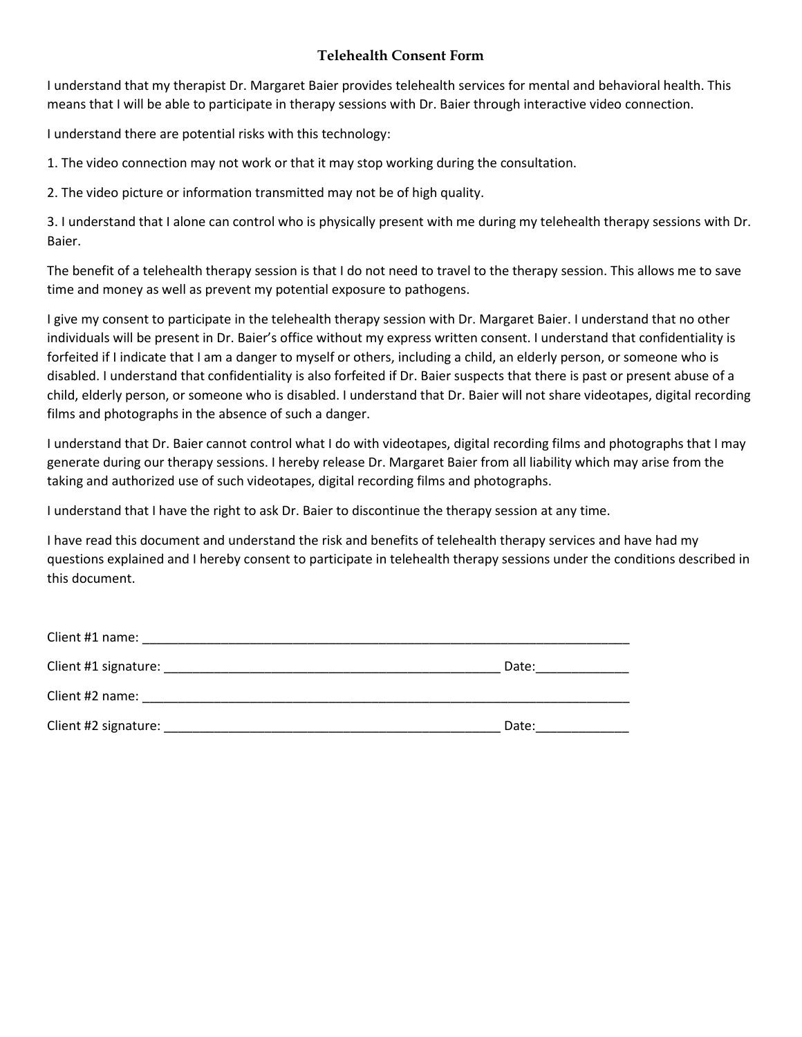# Telehealth Consent Form

I understand that my therapist Dr. Margaret Baier provides telehealth services for mental and behavioral health. This means that I will be able to participate in therapy sessions with Dr. Baier through interactive video connection.

I understand there are potential risks with this technology:

1. The video connection may not work or that it may stop working during the consultation.

2. The video picture or information transmitted may not be of high quality.

3. I understand that I alone can control who is physically present with me during my telehealth therapy sessions with Dr. Baier.

The benefit of a telehealth therapy session is that I do not need to travel to the therapy session. This allows me to save time and money as well as prevent my potential exposure to pathogens.

I give my consent to participate in the telehealth therapy session with Dr. Margaret Baier. I understand that no other individuals will be present in Dr. Baier's office without my express written consent. I understand that confidentiality is forfeited if I indicate that I am a danger to myself or others, including a child, an elderly person, or someone who is disabled. I understand that confidentiality is also forfeited if Dr. Baier suspects that there is past or present abuse of a child, elderly person, or someone who is disabled. I understand that Dr. Baier will not share videotapes, digital recording films and photographs in the absence of such a danger.

I understand that Dr. Baier cannot control what I do with videotapes, digital recording films and photographs that I may generate during our therapy sessions. I hereby release Dr. Margaret Baier from all liability which may arise from the taking and authorized use of such videotapes, digital recording films and photographs.

I understand that I have the right to ask Dr. Baier to discontinue the therapy session at any time.

I have read this document and understand the risk and benefits of telehealth therapy services and have had my questions explained and I hereby consent to participate in telehealth therapy sessions under the conditions described in this document.

Client #1 name: ______________________________________________________________________

Client #1 signature: _______________________________________________ Date:_____________

Client #2 name: ______________________________________________________________________

Client #2 signature: _______________________________________________ Date:_____________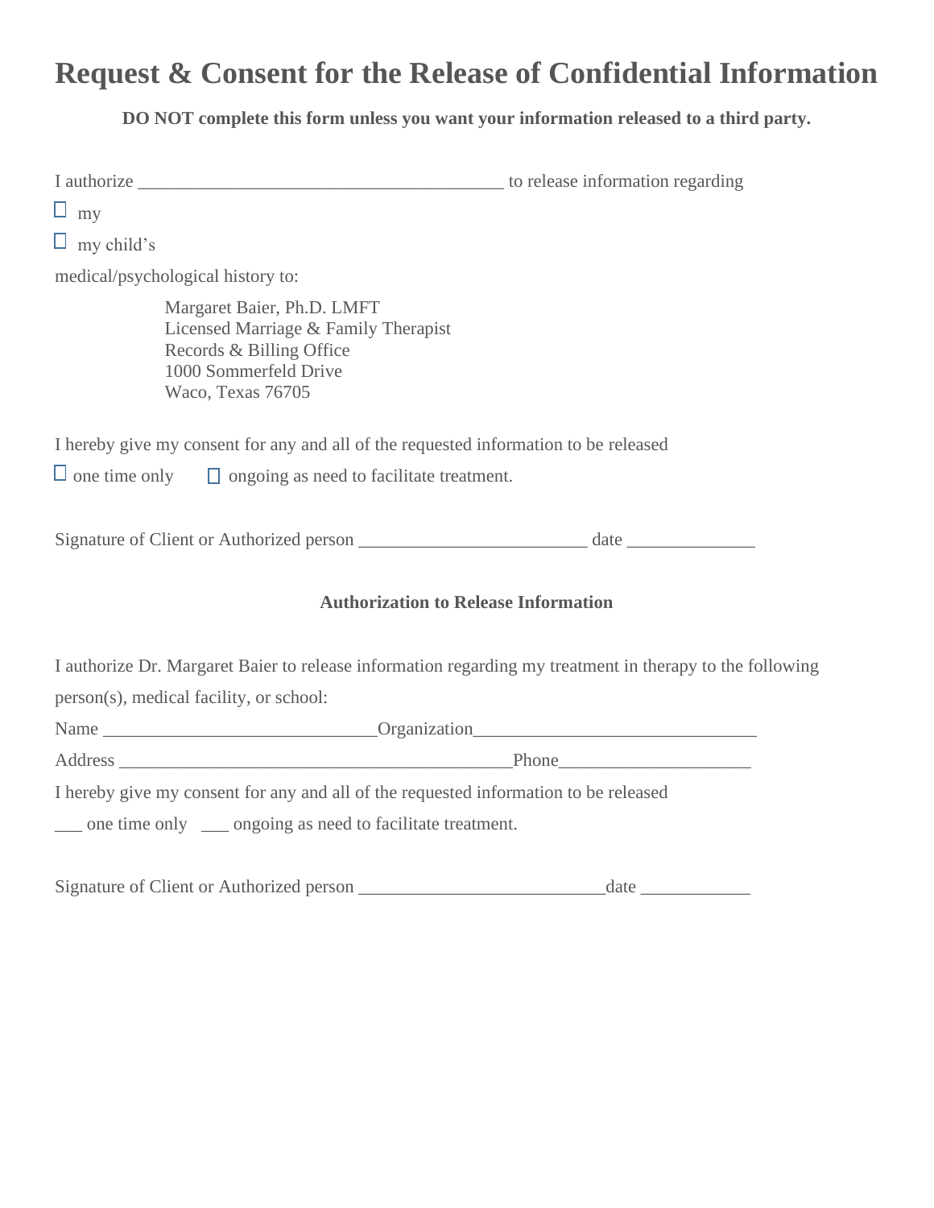# Request & Consent for the Release of Confidential Information

**DO NOT complete this form unless you want your information released to a third party.**

I authorize ________________________________________ to release information regarding

☐ my

☐ my child's

medical/psychological history to:

> Margaret Baier, Ph.D. LMFT
> Licensed Marriage & Family Therapist
> Records & Billing Office
> 1000 Sommerfeld Drive
> Waco, Texas 76705

I hereby give my consent for any and all of the requested information to be released

☐ one time only ☐ ongoing as need to facilitate treatment.

Signature of Client or Authorized person _________________________ date ______________

**Authorization to Release Information**

I authorize Dr. Margaret Baier to release information regarding my treatment in therapy to the following person(s), medical facility, or school:

Name ______________________________Organization_______________________________

Address ___________________________________________Phone_____________________

I hereby give my consent for any and all of the requested information to be released

___ one time only ___ ongoing as need to facilitate treatment.

Signature of Client or Authorized person ___________________________date ____________